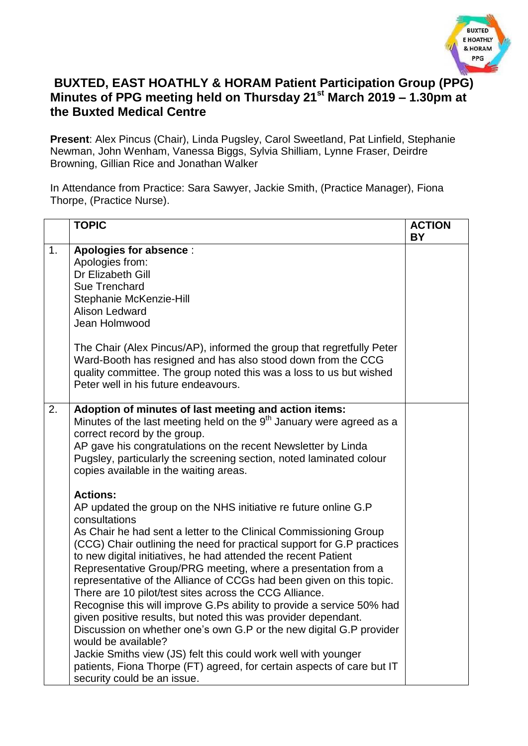# BUXTED, EAST HOATHLY & HORAM Patient Participation Group (PPG) Minutes of PPG meeting held on Thursday 21st March 2019 – 1.30pm at the Buxted Medical Centre

**Present**: Alex Pincus (Chair), Linda Pugsley, Carol Sweetland, Pat Linfield, Stephanie Newman, John Wenham, Vanessa Biggs, Sylvia Shilliam, Lynne Fraser, Deirdre Browning, Gillian Rice and Jonathan Walker

In Attendance from Practice: Sara Sawyer, Jackie Smith, (Practice Manager), Fiona Thorpe, (Practice Nurse).

| | **TOPIC** | **ACTION BY** |
|---|---|---|
| 1. | **Apologies for absence** :<br>Apologies from:<br>Dr Elizabeth Gill<br>Sue Trenchard<br>Stephanie McKenzie-Hill<br>Alison Ledward<br>Jean Holmwood<br><br>The Chair (Alex Pincus/AP), informed the group that regretfully Peter Ward-Booth has resigned and has also stood down from the CCG quality committee. The group noted this was a loss to us but wished Peter well in his future endeavours. | |
| 2. | **Adoption of minutes of last meeting and action items:**<br>Minutes of the last meeting held on the 9th January were agreed as a correct record by the group.<br>AP gave his congratulations on the recent Newsletter by Linda Pugsley, particularly the screening section, noted laminated colour copies available in the waiting areas.<br><br>**Actions:**<br>AP updated the group on the NHS initiative re future online G.P consultations<br>As Chair he had sent a letter to the Clinical Commissioning Group (CCG) Chair outlining the need for practical support for G.P practices to new digital initiatives, he had attended the recent Patient Representative Group/PRG meeting, where a presentation from a representative of the Alliance of CCGs had been given on this topic.<br>There are 10 pilot/test sites across the CCG Alliance.<br>Recognise this will improve G.Ps ability to provide a service 50% had given positive results, but noted this was provider dependant.<br>Discussion on whether one's own G.P or the new digital G.P provider would be available?<br>Jackie Smiths view (JS) felt this could work well with younger patients, Fiona Thorpe (FT) agreed, for certain aspects of care but IT security could be an issue. | |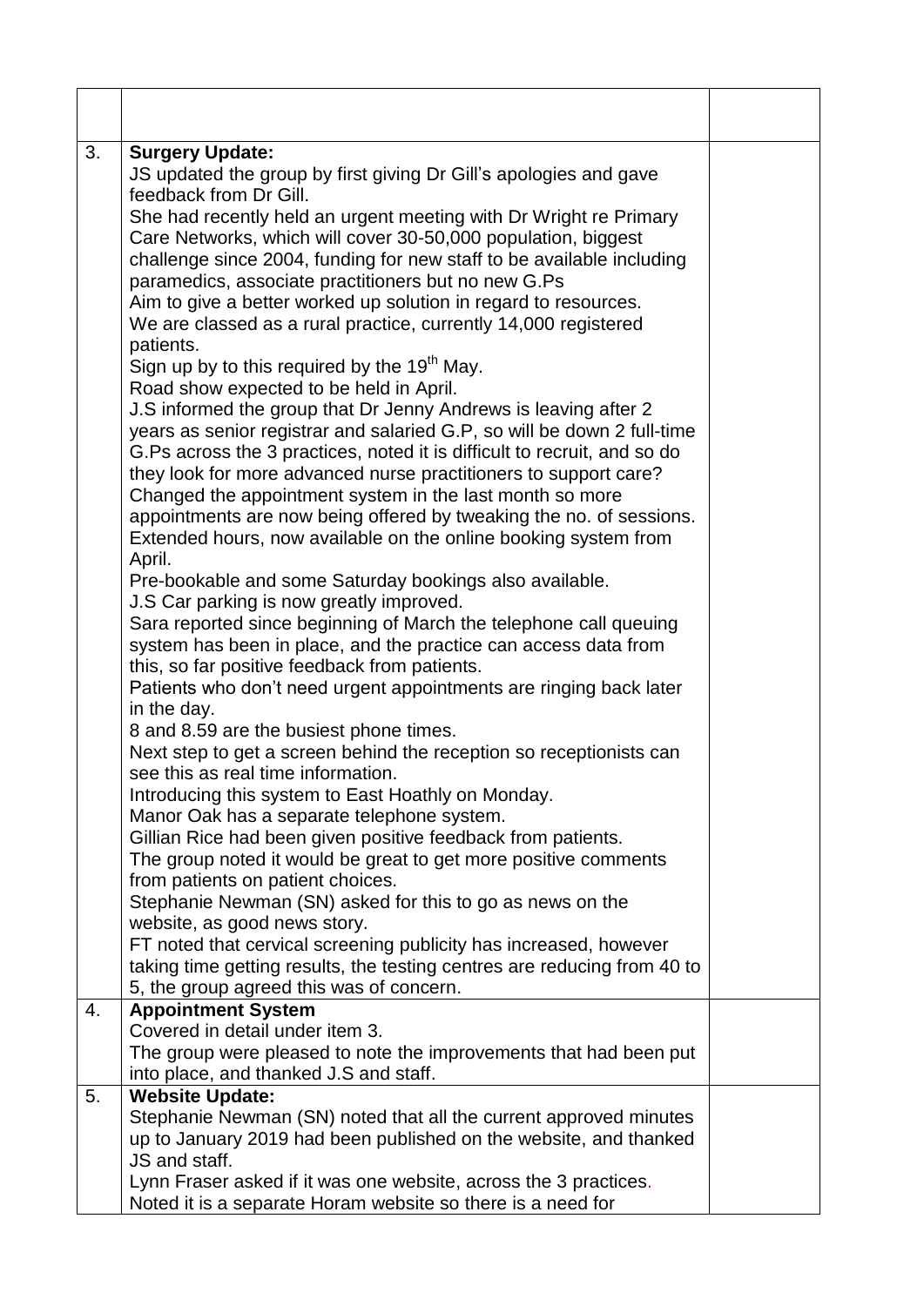| | | |
|---|---|---|
| | | |
| 3. | **Surgery Update:**<br>JS updated the group by first giving Dr Gill's apologies and gave feedback from Dr Gill.<br>She had recently held an urgent meeting with Dr Wright re Primary Care Networks, which will cover 30-50,000 population, biggest challenge since 2004, funding for new staff to be available including paramedics, associate practitioners but no new G.Ps<br>Aim to give a better worked up solution in regard to resources.<br>We are classed as a rural practice, currently 14,000 registered patients.<br>Sign up by to this required by the 19th May.<br>Road show expected to be held in April.<br>J.S informed the group that Dr Jenny Andrews is leaving after 2 years as senior registrar and salaried G.P, so will be down 2 full-time G.Ps across the 3 practices, noted it is difficult to recruit, and so do they look for more advanced nurse practitioners to support care?<br>Changed the appointment system in the last month so more appointments are now being offered by tweaking the no. of sessions.<br>Extended hours, now available on the online booking system from April.<br>Pre-bookable and some Saturday bookings also available.<br>J.S Car parking is now greatly improved.<br>Sara reported since beginning of March the telephone call queuing system has been in place, and the practice can access data from this, so far positive feedback from patients.<br>Patients who don't need urgent appointments are ringing back later in the day.<br>8 and 8.59 are the busiest phone times.<br>Next step to get a screen behind the reception so receptionists can see this as real time information.<br>Introducing this system to East Hoathly on Monday.<br>Manor Oak has a separate telephone system.<br>Gillian Rice had been given positive feedback from patients.<br>The group noted it would be great to get more positive comments from patients on patient choices.<br>Stephanie Newman (SN) asked for this to go as news on the website, as good news story.<br>FT noted that cervical screening publicity has increased, however taking time getting results, the testing centres are reducing from 40 to 5, the group agreed this was of concern. | |
| 4. | **Appointment System**<br>Covered in detail under item 3.<br>The group were pleased to note the improvements that had been put into place, and thanked J.S and staff. | |
| 5. | **Website Update:**<br>Stephanie Newman (SN) noted that all the current approved minutes up to January 2019 had been published on the website, and thanked JS and staff.<br>Lynn Fraser asked if it was one website, across the 3 practices.<br>Noted it is a separate Horam website so there is a need for | |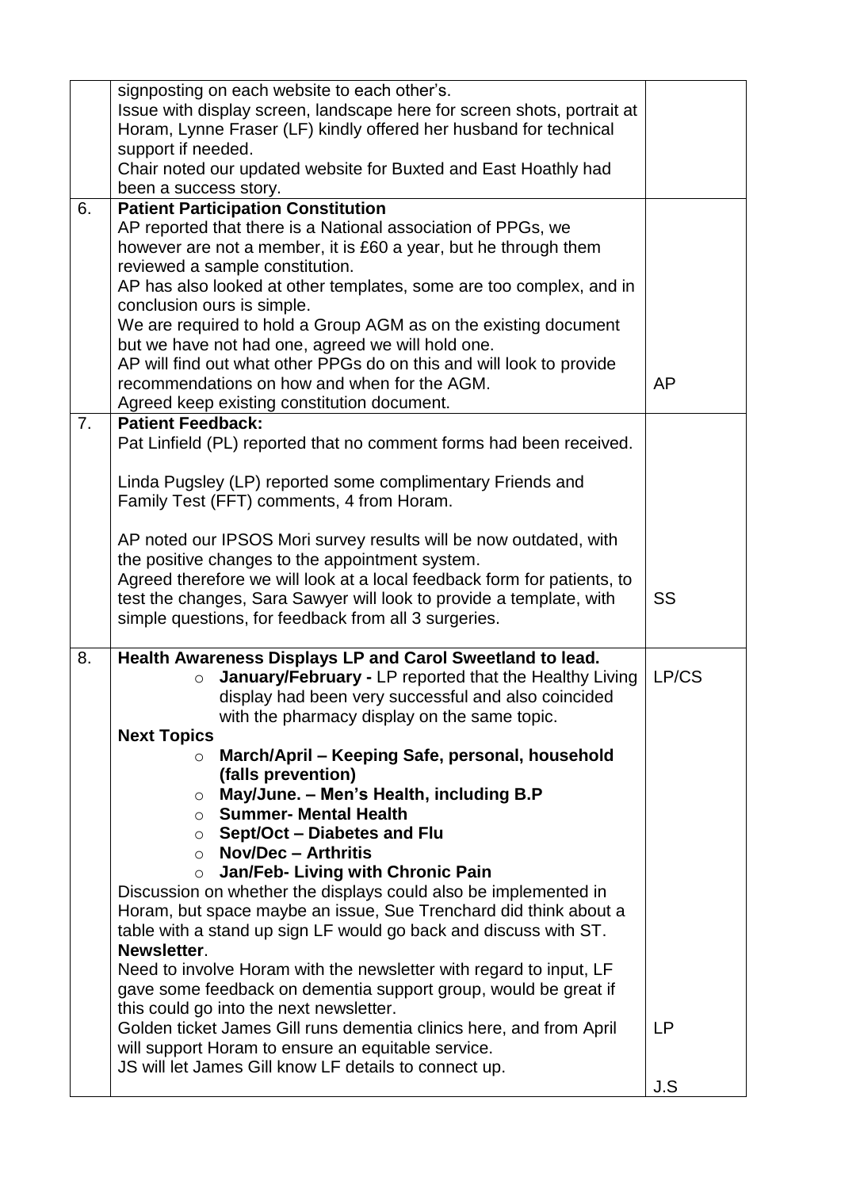| | | |
|---|---|---|
| | signposting on each website to each other's.<br>Issue with display screen, landscape here for screen shots, portrait at Horam, Lynne Fraser (LF) kindly offered her husband for technical support if needed.<br>Chair noted our updated website for Buxted and East Hoathly had been a success story. | |
| 6. | **Patient Participation Constitution**<br>AP reported that there is a National association of PPGs, we however are not a member, it is £60 a year, but he through them reviewed a sample constitution.<br>AP has also looked at other templates, some are too complex, and in conclusion ours is simple.<br>We are required to hold a Group AGM as on the existing document but we have not had one, agreed we will hold one.<br>AP will find out what other PPGs do on this and will look to provide recommendations on how and when for the AGM.<br>Agreed keep existing constitution document. | AP |
| 7. | **Patient Feedback:**<br>Pat Linfield (PL) reported that no comment forms had been received.<br><br>Linda Pugsley (LP) reported some complimentary Friends and Family Test (FFT) comments, 4 from Horam.<br><br>AP noted our IPSOS Mori survey results will be now outdated, with the positive changes to the appointment system.<br>Agreed therefore we will look at a local feedback form for patients, to test the changes, Sara Sawyer will look to provide a template, with simple questions, for feedback from all 3 surgeries. | SS |
| 8. | **Health Awareness Displays LP and Carol Sweetland to lead.**<br>○ **January/February -** LP reported that the Healthy Living display had been very successful and also coincided with the pharmacy display on the same topic.<br>**Next Topics**<br>○ **March/April – Keeping Safe, personal, household (falls prevention)**<br>○ **May/June. – Men's Health, including B.P**<br>○ **Summer- Mental Health**<br>○ **Sept/Oct – Diabetes and Flu**<br>○ **Nov/Dec – Arthritis**<br>○ **Jan/Feb- Living with Chronic Pain**<br>Discussion on whether the displays could also be implemented in Horam, but space maybe an issue, Sue Trenchard did think about a table with a stand up sign LF would go back and discuss with ST.<br>**Newsletter**.<br>Need to involve Horam with the newsletter with regard to input, LF gave some feedback on dementia support group, would be great if this could go into the next newsletter.<br>Golden ticket James Gill runs dementia clinics here, and from April will support Horam to ensure an equitable service.<br>JS will let James Gill know LF details to connect up. | LP/CS<br><br><br><br><br><br><br><br><br><br><br><br><br><br><br><br><br>LP<br><br>J.S |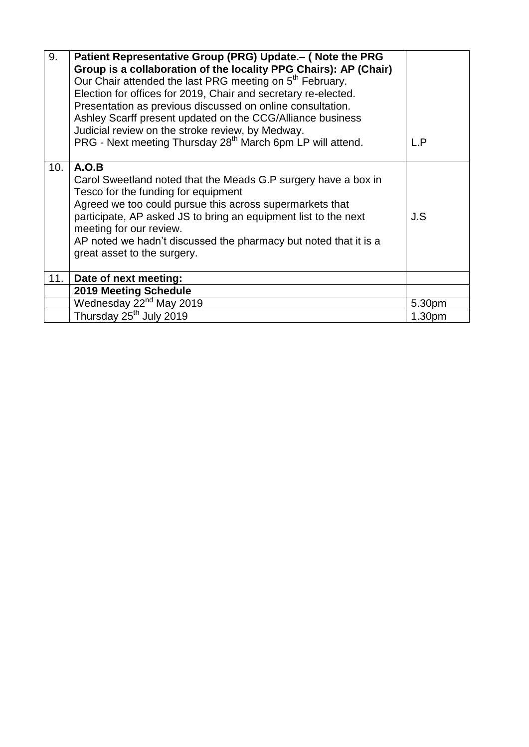| | | |
|---|---|---|
| 9. | **Patient Representative Group (PRG) Update.– ( Note the PRG Group is a collaboration of the locality PPG Chairs): AP (Chair)**<br>Our Chair attended the last PRG meeting on 5th February.<br>Election for offices for 2019, Chair and secretary re-elected.<br>Presentation as previous discussed on online consultation.<br>Ashley Scarff present updated on the CCG/Alliance business<br>Judicial review on the stroke review, by Medway.<br>PRG - Next meeting Thursday 28th March 6pm LP will attend. | L.P |
| 10. | **A.O.B**<br>Carol Sweetland noted that the Meads G.P surgery have a box in Tesco for the funding for equipment<br>Agreed we too could pursue this across supermarkets that participate, AP asked JS to bring an equipment list to the next meeting for our review.<br>AP noted we hadn't discussed the pharmacy but noted that it is a great asset to the surgery. | J.S |
| 11. | **Date of next meeting:** | |
| | **2019 Meeting Schedule** | |
| | Wednesday 22nd May 2019 | 5.30pm |
| | Thursday 25th July 2019 | 1.30pm |